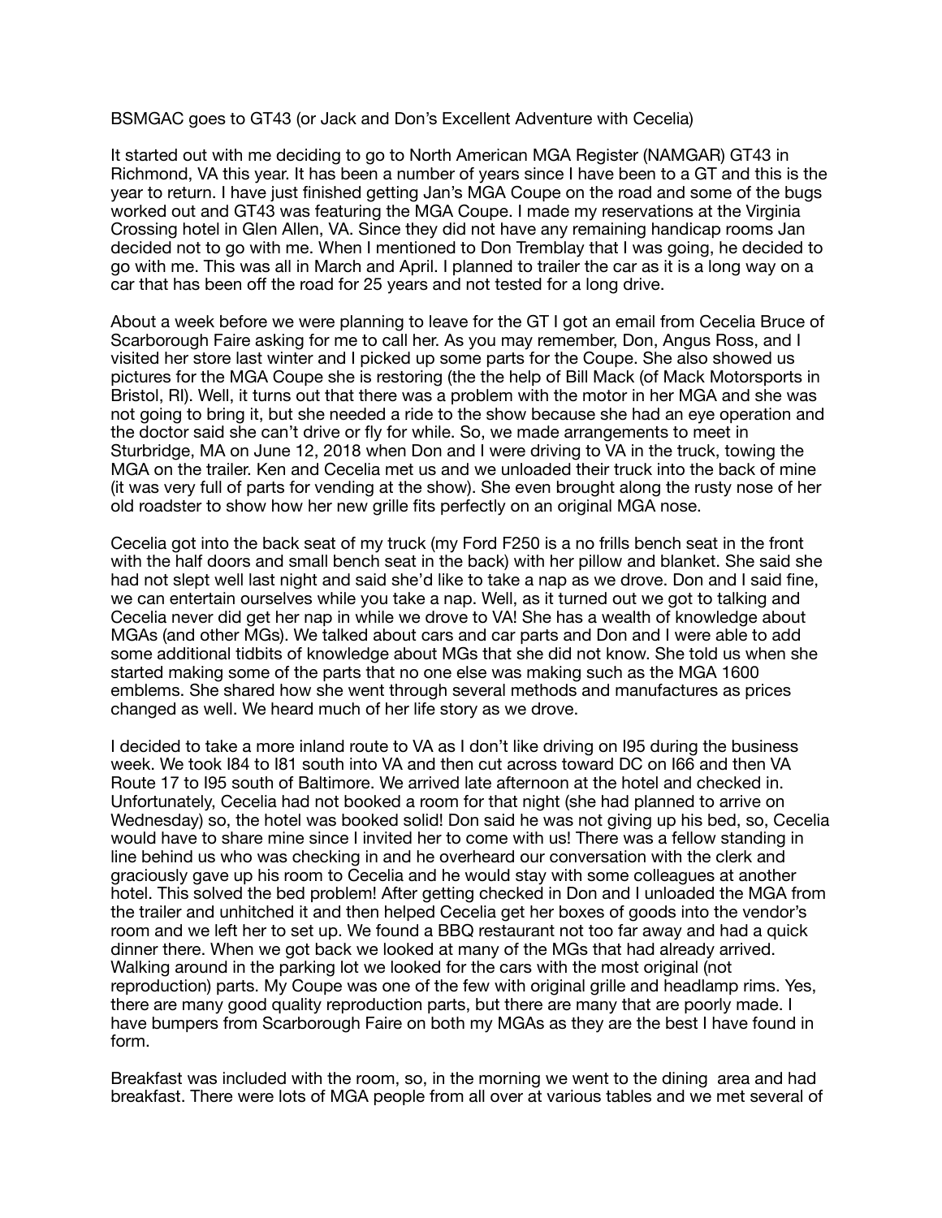BSMGAC goes to GT43 (or Jack and Don's Excellent Adventure with Cecelia)

It started out with me deciding to go to North American MGA Register (NAMGAR) GT43 in Richmond, VA this year. It has been a number of years since I have been to a GT and this is the year to return. I have just finished getting Jan's MGA Coupe on the road and some of the bugs worked out and GT43 was featuring the MGA Coupe. I made my reservations at the Virginia Crossing hotel in Glen Allen, VA. Since they did not have any remaining handicap rooms Jan decided not to go with me. When I mentioned to Don Tremblay that I was going, he decided to go with me. This was all in March and April. I planned to trailer the car as it is a long way on a car that has been off the road for 25 years and not tested for a long drive.

About a week before we were planning to leave for the GT I got an email from Cecelia Bruce of Scarborough Faire asking for me to call her. As you may remember, Don, Angus Ross, and I visited her store last winter and I picked up some parts for the Coupe. She also showed us pictures for the MGA Coupe she is restoring (the the help of Bill Mack (of Mack Motorsports in Bristol, RI). Well, it turns out that there was a problem with the motor in her MGA and she was not going to bring it, but she needed a ride to the show because she had an eye operation and the doctor said she can't drive or fly for while. So, we made arrangements to meet in Sturbridge, MA on June 12, 2018 when Don and I were driving to VA in the truck, towing the MGA on the trailer. Ken and Cecelia met us and we unloaded their truck into the back of mine (it was very full of parts for vending at the show). She even brought along the rusty nose of her old roadster to show how her new grille fits perfectly on an original MGA nose.

Cecelia got into the back seat of my truck (my Ford F250 is a no frills bench seat in the front with the half doors and small bench seat in the back) with her pillow and blanket. She said she had not slept well last night and said she'd like to take a nap as we drove. Don and I said fine, we can entertain ourselves while you take a nap. Well, as it turned out we got to talking and Cecelia never did get her nap in while we drove to VA! She has a wealth of knowledge about MGAs (and other MGs). We talked about cars and car parts and Don and I were able to add some additional tidbits of knowledge about MGs that she did not know. She told us when she started making some of the parts that no one else was making such as the MGA 1600 emblems. She shared how she went through several methods and manufactures as prices changed as well. We heard much of her life story as we drove.

I decided to take a more inland route to VA as I don't like driving on I95 during the business week. We took I84 to I81 south into VA and then cut across toward DC on I66 and then VA Route 17 to I95 south of Baltimore. We arrived late afternoon at the hotel and checked in. Unfortunately, Cecelia had not booked a room for that night (she had planned to arrive on Wednesday) so, the hotel was booked solid! Don said he was not giving up his bed, so, Cecelia would have to share mine since I invited her to come with us! There was a fellow standing in line behind us who was checking in and he overheard our conversation with the clerk and graciously gave up his room to Cecelia and he would stay with some colleagues at another hotel. This solved the bed problem! After getting checked in Don and I unloaded the MGA from the trailer and unhitched it and then helped Cecelia get her boxes of goods into the vendor's room and we left her to set up. We found a BBQ restaurant not too far away and had a quick dinner there. When we got back we looked at many of the MGs that had already arrived. Walking around in the parking lot we looked for the cars with the most original (not reproduction) parts. My Coupe was one of the few with original grille and headlamp rims. Yes, there are many good quality reproduction parts, but there are many that are poorly made. I have bumpers from Scarborough Faire on both my MGAs as they are the best I have found in form.

Breakfast was included with the room, so, in the morning we went to the dining area and had breakfast. There were lots of MGA people from all over at various tables and we met several of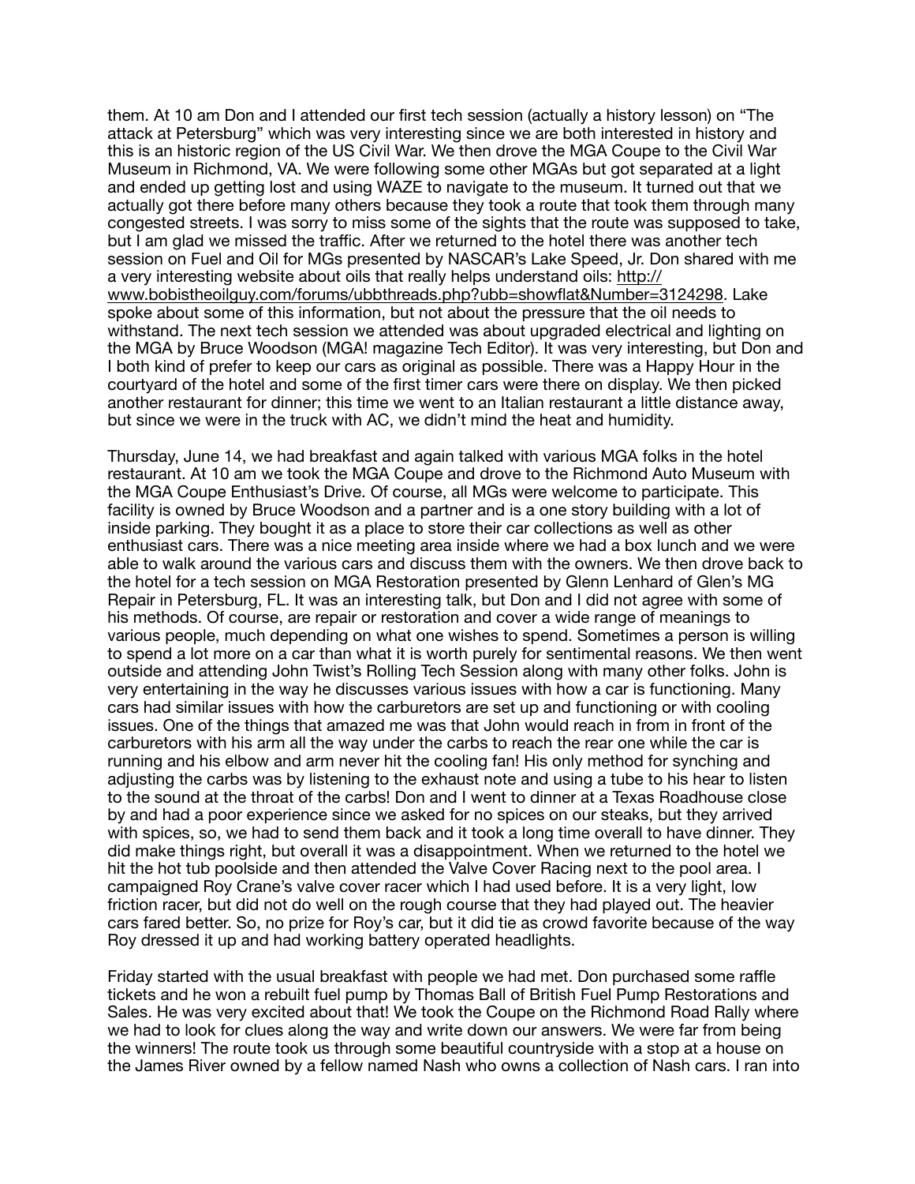them. At 10 am Don and I attended our first tech session (actually a history lesson) on "The attack at Petersburg" which was very interesting since we are both interested in history and this is an historic region of the US Civil War. We then drove the MGA Coupe to the Civil War Museum in Richmond, VA. We were following some other MGAs but got separated at a light and ended up getting lost and using WAZE to navigate to the museum. It turned out that we actually got there before many others because they took a route that took them through many congested streets. I was sorry to miss some of the sights that the route was supposed to take, but I am glad we missed the traffic. After we returned to the hotel there was another tech session on Fuel and Oil for MGs presented by NASCAR's Lake Speed, Jr. Don shared with me a very interesting website about oils that really helps understand oils: http://www.bobistheoilguy.com/forums/ubbthreads.php?ubb=showflat&Number=3124298. Lake spoke about some of this information, but not about the pressure that the oil needs to withstand. The next tech session we attended was about upgraded electrical and lighting on the MGA by Bruce Woodson (MGA! magazine Tech Editor). It was very interesting, but Don and I both kind of prefer to keep our cars as original as possible. There was a Happy Hour in the courtyard of the hotel and some of the first timer cars were there on display. We then picked another restaurant for dinner; this time we went to an Italian restaurant a little distance away, but since we were in the truck with AC, we didn't mind the heat and humidity.

Thursday, June 14, we had breakfast and again talked with various MGA folks in the hotel restaurant. At 10 am we took the MGA Coupe and drove to the Richmond Auto Museum with the MGA Coupe Enthusiast's Drive. Of course, all MGs were welcome to participate. This facility is owned by Bruce Woodson and a partner and is a one story building with a lot of inside parking. They bought it as a place to store their car collections as well as other enthusiast cars. There was a nice meeting area inside where we had a box lunch and we were able to walk around the various cars and discuss them with the owners. We then drove back to the hotel for a tech session on MGA Restoration presented by Glenn Lenhard of Glen's MG Repair in Petersburg, FL. It was an interesting talk, but Don and I did not agree with some of his methods. Of course, are repair or restoration and cover a wide range of meanings to various people, much depending on what one wishes to spend. Sometimes a person is willing to spend a lot more on a car than what it is worth purely for sentimental reasons. We then went outside and attending John Twist's Rolling Tech Session along with many other folks. John is very entertaining in the way he discusses various issues with how a car is functioning. Many cars had similar issues with how the carburetors are set up and functioning or with cooling issues. One of the things that amazed me was that John would reach in from in front of the carburetors with his arm all the way under the carbs to reach the rear one while the car is running and his elbow and arm never hit the cooling fan! His only method for synching and adjusting the carbs was by listening to the exhaust note and using a tube to his hear to listen to the sound at the throat of the carbs! Don and I went to dinner at a Texas Roadhouse close by and had a poor experience since we asked for no spices on our steaks, but they arrived with spices, so, we had to send them back and it took a long time overall to have dinner. They did make things right, but overall it was a disappointment. When we returned to the hotel we hit the hot tub poolside and then attended the Valve Cover Racing next to the pool area. I campaigned Roy Crane's valve cover racer which I had used before. It is a very light, low friction racer, but did not do well on the rough course that they had played out. The heavier cars fared better. So, no prize for Roy's car, but it did tie as crowd favorite because of the way Roy dressed it up and had working battery operated headlights.

Friday started with the usual breakfast with people we had met. Don purchased some raffle tickets and he won a rebuilt fuel pump by Thomas Ball of British Fuel Pump Restorations and Sales. He was very excited about that! We took the Coupe on the Richmond Road Rally where we had to look for clues along the way and write down our answers. We were far from being the winners! The route took us through some beautiful countryside with a stop at a house on the James River owned by a fellow named Nash who owns a collection of Nash cars. I ran into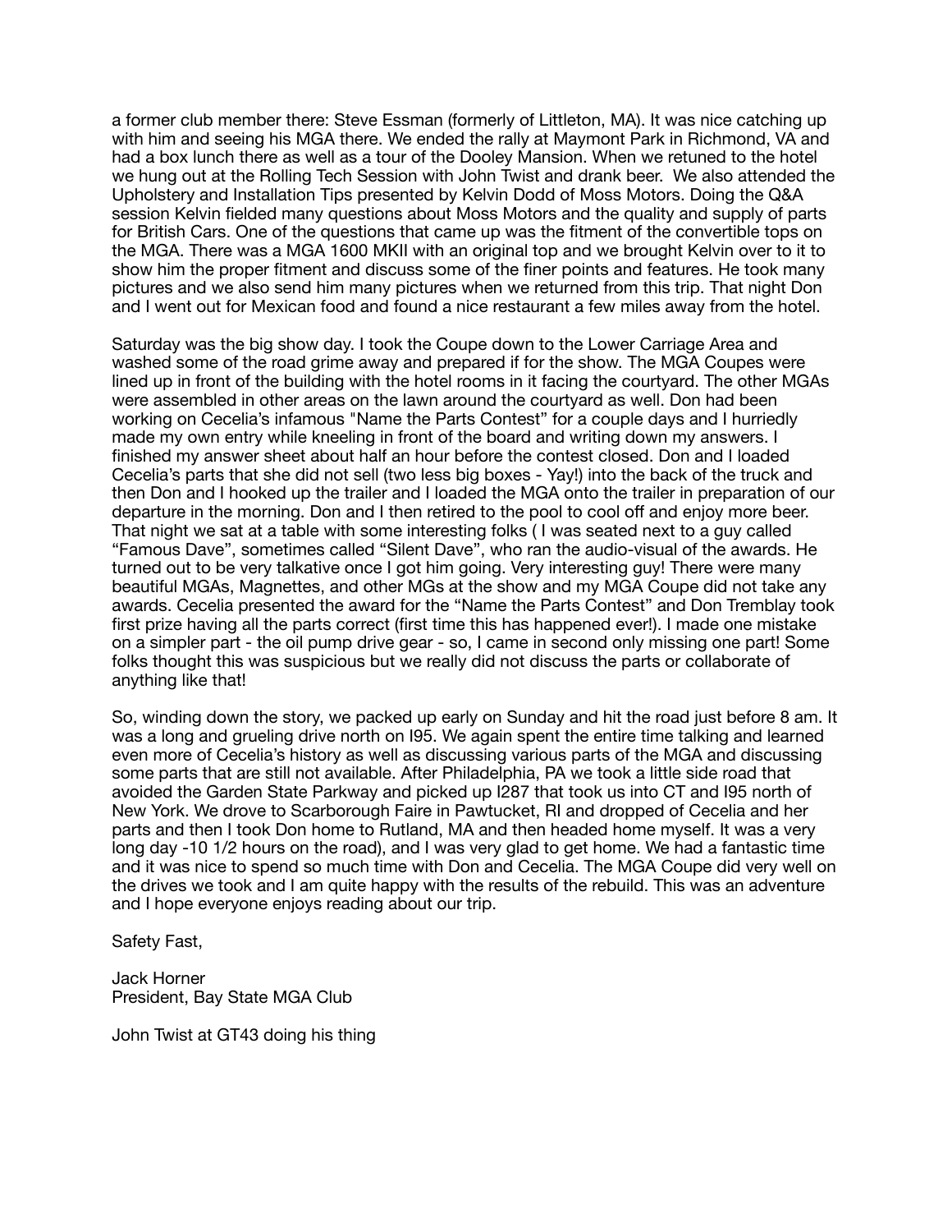a former club member there: Steve Essman (formerly of Littleton, MA). It was nice catching up with him and seeing his MGA there. We ended the rally at Maymont Park in Richmond, VA and had a box lunch there as well as a tour of the Dooley Mansion. When we retuned to the hotel we hung out at the Rolling Tech Session with John Twist and drank beer. We also attended the Upholstery and Installation Tips presented by Kelvin Dodd of Moss Motors. Doing the Q&A session Kelvin fielded many questions about Moss Motors and the quality and supply of parts for British Cars. One of the questions that came up was the fitment of the convertible tops on the MGA. There was a MGA 1600 MKII with an original top and we brought Kelvin over to it to show him the proper fitment and discuss some of the finer points and features. He took many pictures and we also send him many pictures when we returned from this trip. That night Don and I went out for Mexican food and found a nice restaurant a few miles away from the hotel.

Saturday was the big show day. I took the Coupe down to the Lower Carriage Area and washed some of the road grime away and prepared if for the show. The MGA Coupes were lined up in front of the building with the hotel rooms in it facing the courtyard. The other MGAs were assembled in other areas on the lawn around the courtyard as well. Don had been working on Cecelia's infamous "Name the Parts Contest" for a couple days and I hurriedly made my own entry while kneeling in front of the board and writing down my answers. I finished my answer sheet about half an hour before the contest closed. Don and I loaded Cecelia's parts that she did not sell (two less big boxes - Yay!) into the back of the truck and then Don and I hooked up the trailer and I loaded the MGA onto the trailer in preparation of our departure in the morning. Don and I then retired to the pool to cool off and enjoy more beer. That night we sat at a table with some interesting folks ( I was seated next to a guy called "Famous Dave", sometimes called "Silent Dave", who ran the audio-visual of the awards. He turned out to be very talkative once I got him going. Very interesting guy! There were many beautiful MGAs, Magnettes, and other MGs at the show and my MGA Coupe did not take any awards. Cecelia presented the award for the "Name the Parts Contest" and Don Tremblay took first prize having all the parts correct (first time this has happened ever!). I made one mistake on a simpler part - the oil pump drive gear - so, I came in second only missing one part! Some folks thought this was suspicious but we really did not discuss the parts or collaborate of anything like that!

So, winding down the story, we packed up early on Sunday and hit the road just before 8 am. It was a long and grueling drive north on I95. We again spent the entire time talking and learned even more of Cecelia's history as well as discussing various parts of the MGA and discussing some parts that are still not available. After Philadelphia, PA we took a little side road that avoided the Garden State Parkway and picked up I287 that took us into CT and I95 north of New York. We drove to Scarborough Faire in Pawtucket, RI and dropped of Cecelia and her parts and then I took Don home to Rutland, MA and then headed home myself. It was a very long day -10 1/2 hours on the road), and I was very glad to get home. We had a fantastic time and it was nice to spend so much time with Don and Cecelia. The MGA Coupe did very well on the drives we took and I am quite happy with the results of the rebuild. This was an adventure and I hope everyone enjoys reading about our trip.

Safety Fast,

Jack Horner
President, Bay State MGA Club

John Twist at GT43 doing his thing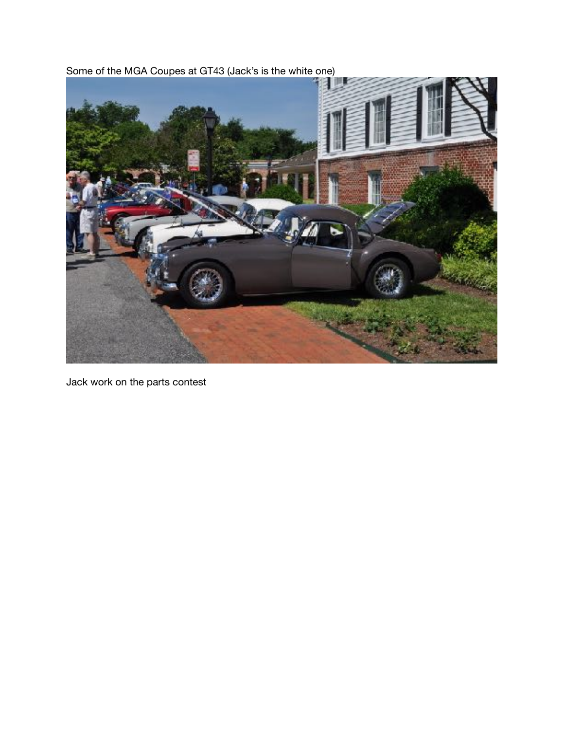Some of the MGA Coupes at GT43 (Jack's is the white one)

Jack work on the parts contest